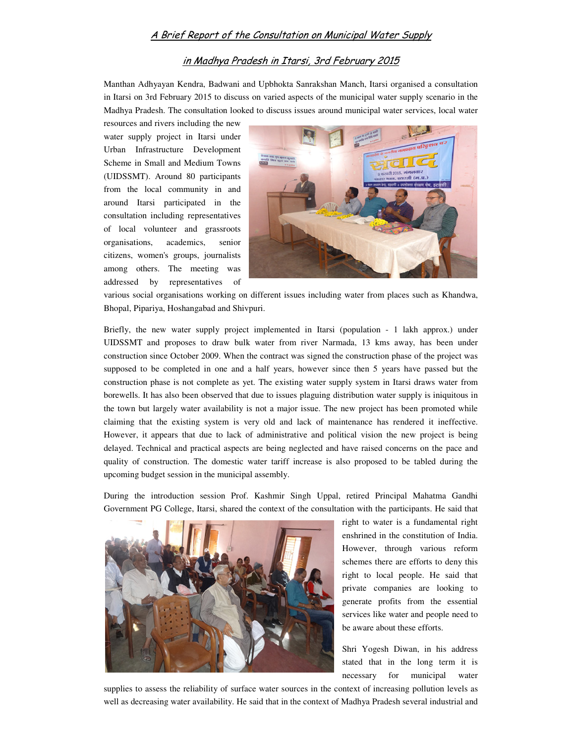# *A Brief Report of the Consultation on Municipal Water Supply in Madhya Pradesh in Itarsi, 3rd February 2015*

Manthan Adhyayan Kendra, Badwani and Upbhokta Sanrakshan Manch, Itarsi organised a consultation in Itarsi on 3rd February 2015 to discuss on varied aspects of the municipal water supply scenario in the Madhya Pradesh. The consultation looked to discuss issues around municipal water services, local water resources and rivers including the new water supply project in Itarsi under Urban Infrastructure Development Scheme in Small and Medium Towns (UIDSSMT). Around 80 participants from the local community in and around Itarsi participated in the consultation including representatives of local volunteer and grassroots organisations, academics, senior citizens, women's groups, journalists among others. The meeting was addressed by representatives of various social organisations working on different issues including water from places such as Khandwa, Bhopal, Pipariya, Hoshangabad and Shivpuri.

Briefly, the new water supply project implemented in Itarsi (population - 1 lakh approx.) under UIDSSMT and proposes to draw bulk water from river Narmada, 13 kms away, has been under construction since October 2009. When the contract was signed the construction phase of the project was supposed to be completed in one and a half years, however since then 5 years have passed but the construction phase is not complete as yet. The existing water supply system in Itarsi draws water from borewells. It has also been observed that due to issues plaguing distribution water supply is iniquitous in the town but largely water availability is not a major issue. The new project has been promoted while claiming that the existing system is very old and lack of maintenance has rendered it ineffective. However, it appears that due to lack of administrative and political vision the new project is being delayed. Technical and practical aspects are being neglected and have raised concerns on the pace and quality of construction. The domestic water tariff increase is also proposed to be tabled during the upcoming budget session in the municipal assembly.

During the introduction session Prof. Kashmir Singh Uppal, retired Principal Mahatma Gandhi Government PG College, Itarsi, shared the context of the consultation with the participants. He said that right to water is a fundamental right enshrined in the constitution of India. However, through various reform schemes there are efforts to deny this right to local people. He said that private companies are looking to generate profits from the essential services like water and people need to be aware about these efforts.

Shri Yogesh Diwan, in his address stated that in the long term it is necessary for municipal water supplies to assess the reliability of surface water sources in the context of increasing pollution levels as well as decreasing water availability. He said that in the context of Madhya Pradesh several industrial and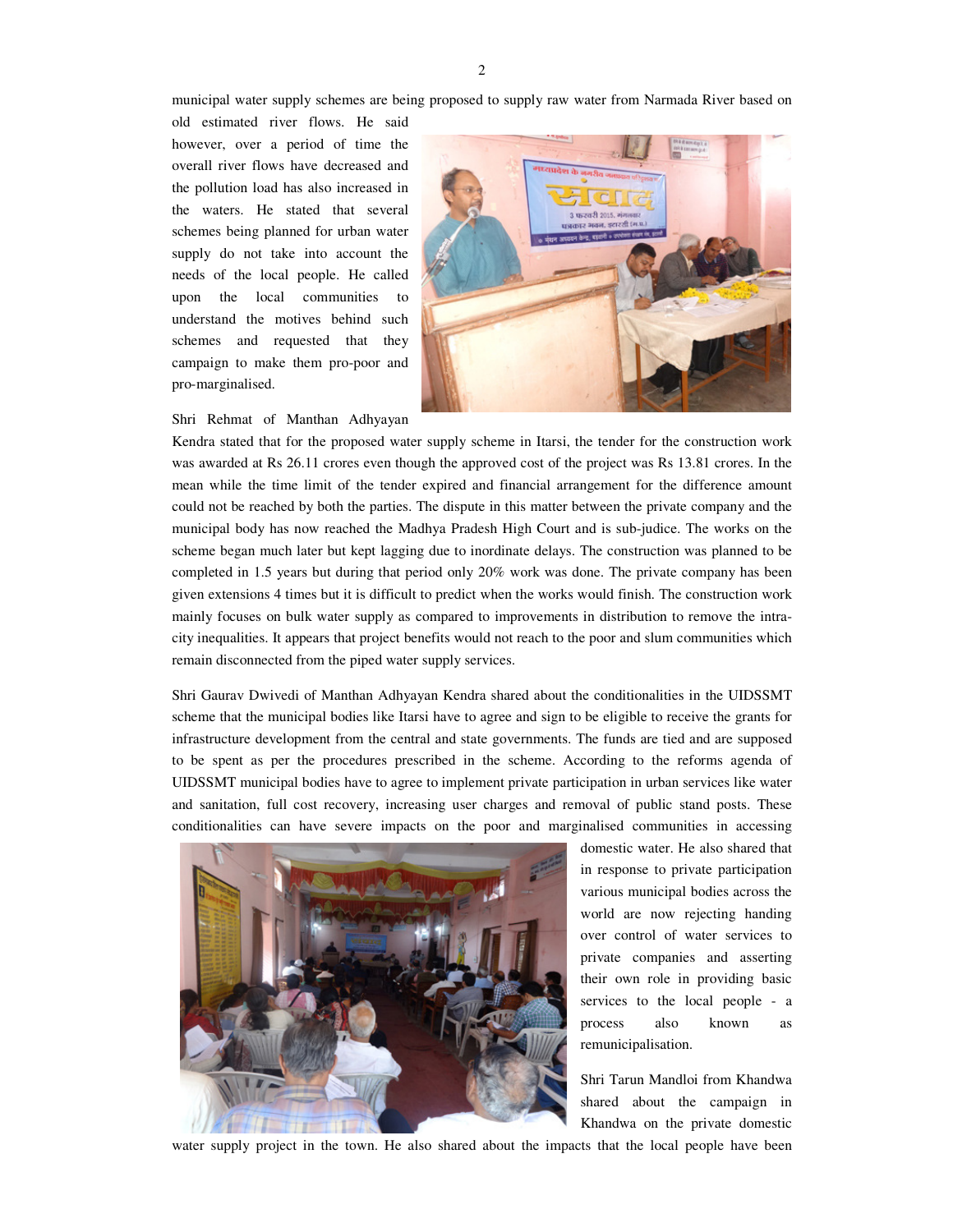municipal water supply schemes are being proposed to supply raw water from Narmada River based on old estimated river flows. He said however, over a period of time the overall river flows have decreased and the pollution load has also increased in the waters. He stated that several schemes being planned for urban water supply do not take into account the needs of the local people. He called upon the local communities to understand the motives behind such schemes and requested that they campaign to make them pro-poor and pro-marginalised.

Shri Rehmat of Manthan Adhyayan Kendra stated that for the proposed water supply scheme in Itarsi, the tender for the construction work was awarded at Rs 26.11 crores even though the approved cost of the project was Rs 13.81 crores. In the mean while the time limit of the tender expired and financial arrangement for the difference amount could not be reached by both the parties. The dispute in this matter between the private company and the municipal body has now reached the Madhya Pradesh High Court and is sub-judice. The works on the scheme began much later but kept lagging due to inordinate delays. The construction was planned to be completed in 1.5 years but during that period only 20% work was done. The private company has been given extensions 4 times but it is difficult to predict when the works would finish. The construction work mainly focuses on bulk water supply as compared to improvements in distribution to remove the intra-city inequalities. It appears that project benefits would not reach to the poor and slum communities which remain disconnected from the piped water supply services.

Shri Gaurav Dwivedi of Manthan Adhyayan Kendra shared about the conditionalities in the UIDSSMT scheme that the municipal bodies like Itarsi have to agree and sign to be eligible to receive the grants for infrastructure development from the central and state governments. The funds are tied and are supposed to be spent as per the procedures prescribed in the scheme. According to the reforms agenda of UIDSSMT municipal bodies have to agree to implement private participation in urban services like water and sanitation, full cost recovery, increasing user charges and removal of public stand posts. These conditionalities can have severe impacts on the poor and marginalised communities in accessing domestic water. He also shared that in response to private participation various municipal bodies across the world are now rejecting handing over control of water services to private companies and asserting their own role in providing basic services to the local people - a process also known as remunicipalisation.

Shri Tarun Mandloi from Khandwa shared about the campaign in Khandwa on the private domestic water supply project in the town. He also shared about the impacts that the local people have been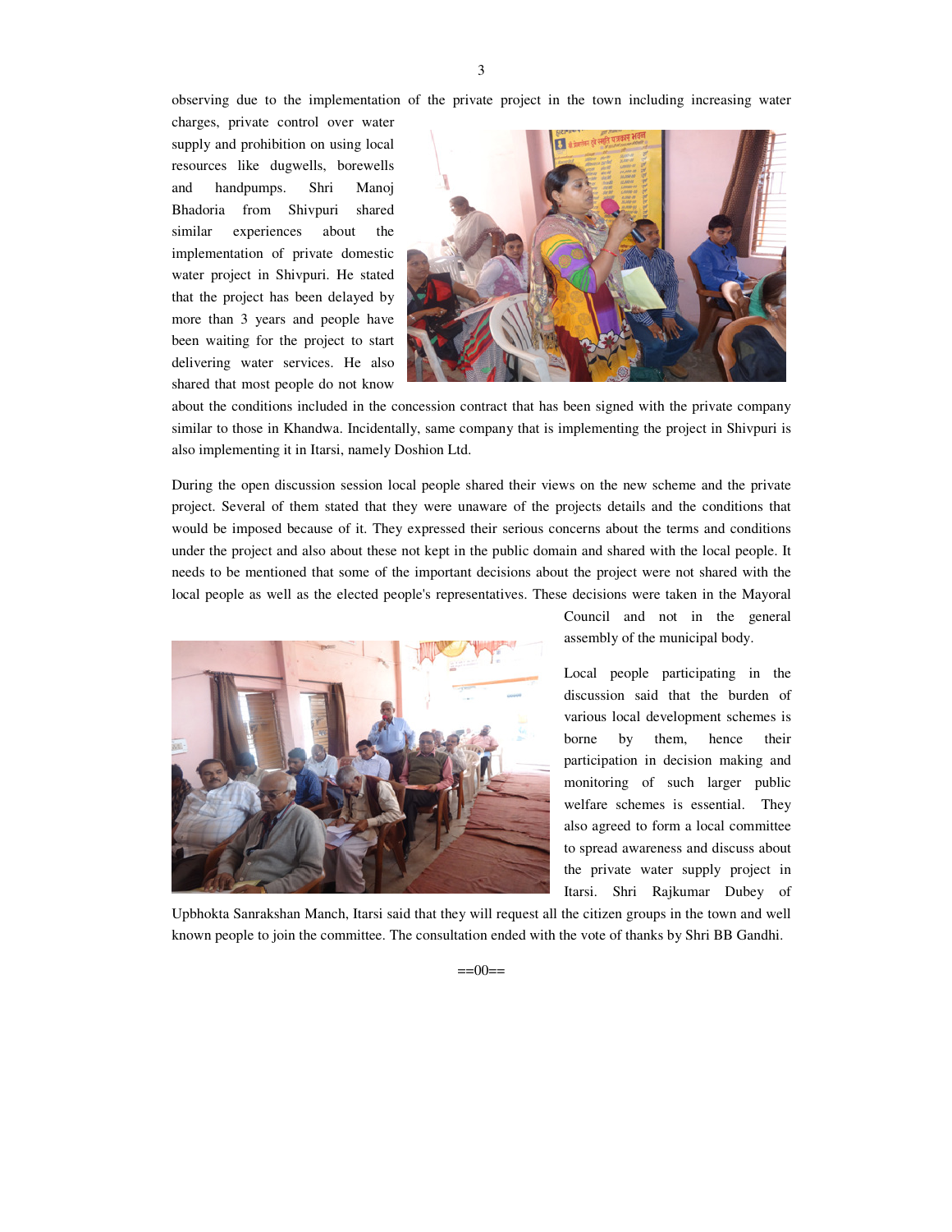observing due to the implementation of the private project in the town including increasing water charges, private control over water supply and prohibition on using local resources like dugwells, borewells and handpumps. Shri Manoj Bhadoria from Shivpuri shared similar experiences about the implementation of private domestic water project in Shivpuri. He stated that the project has been delayed by more than 3 years and people have been waiting for the project to start delivering water services. He also shared that most people do not know about the conditions included in the concession contract that has been signed with the private company similar to those in Khandwa. Incidentally, same company that is implementing the project in Shivpuri is also implementing it in Itarsi, namely Doshion Ltd.

During the open discussion session local people shared their views on the new scheme and the private project. Several of them stated that they were unaware of the projects details and the conditions that would be imposed because of it. They expressed their serious concerns about the terms and conditions under the project and also about these not kept in the public domain and shared with the local people. It needs to be mentioned that some of the important decisions about the project were not shared with the local people as well as the elected people's representatives. These decisions were taken in the Mayoral Council and not in the general assembly of the municipal body.

Local people participating in the discussion said that the burden of various local development schemes is borne by them, hence their participation in decision making and monitoring of such larger public welfare schemes is essential. They also agreed to form a local committee to spread awareness and discuss about the private water supply project in Itarsi. Shri Rajkumar Dubey of Upbhokta Sanrakshan Manch, Itarsi said that they will request all the citizen groups in the town and well known people to join the committee. The consultation ended with the vote of thanks by Shri BB Gandhi.

==00==